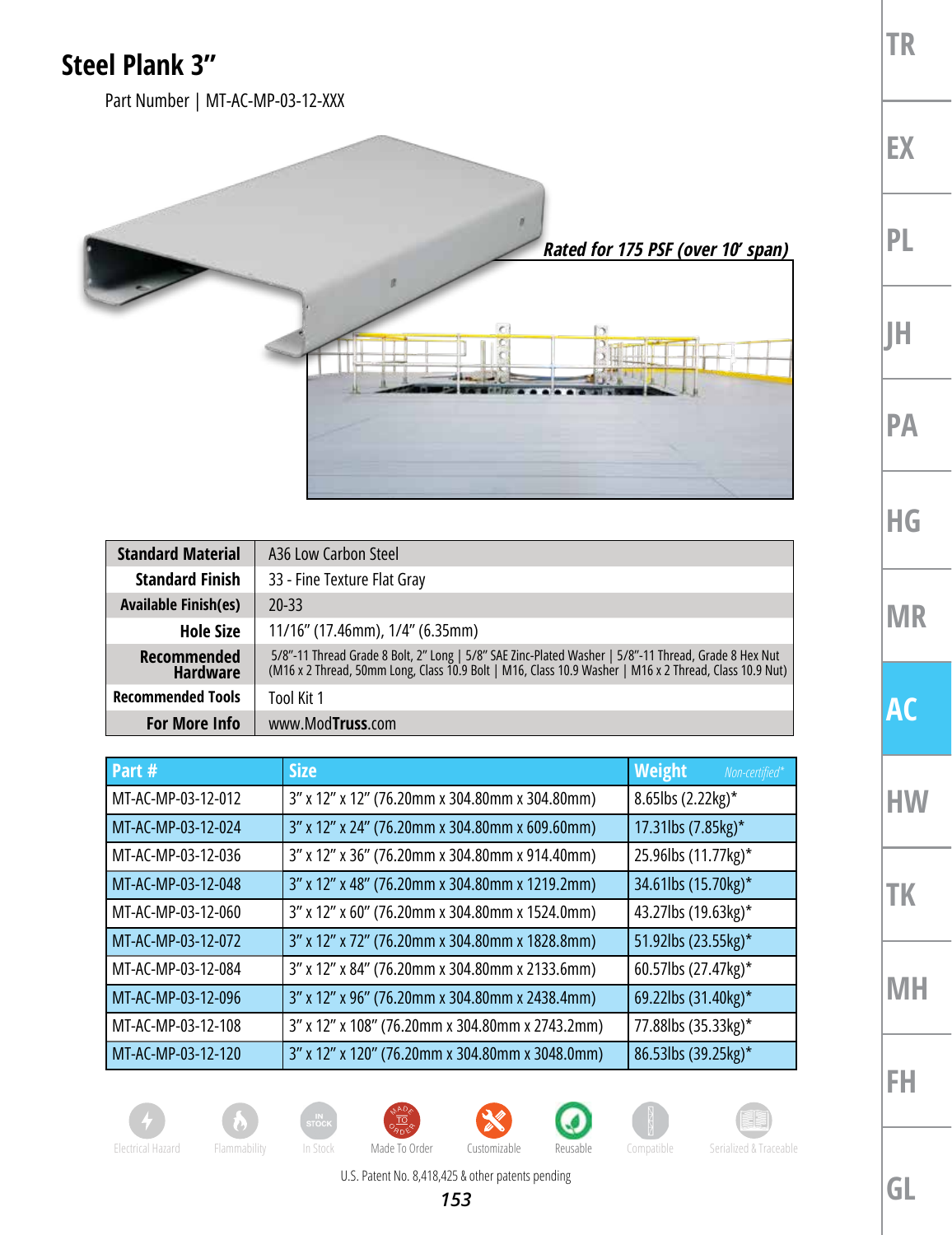# Steel Plank 3"

Part Number | MT-AC-MP-03-12-XXX

*Rated for 175 PSF (over 10' span)*

| | |
|---|---|
| **Standard Material** | A36 Low Carbon Steel |
| **Standard Finish** | 33 - Fine Texture Flat Gray |
| **Available Finish(es)** | 20-33 |
| **Hole Size** | 11/16" (17.46mm), 1/4" (6.35mm) |
| **Recommended Hardware** | 5/8"-11 Thread Grade 8 Bolt, 2" Long \| 5/8" SAE Zinc-Plated Washer \| 5/8"-11 Thread, Grade 8 Hex Nut (M16 x 2 Thread, 50mm Long, Class 10.9 Bolt \| M16, Class 10.9 Washer \| M16 x 2 Thread, Class 10.9 Nut) |
| **Recommended Tools** | Tool Kit 1 |
| **For More Info** | www.ModTruss.com |

| Part # | Size | Weight *Non-certified** |
|---|---|---|
| MT-AC-MP-03-12-012 | 3" x 12" x 12" (76.20mm x 304.80mm x 304.80mm) | 8.65lbs (2.22kg)* |
| MT-AC-MP-03-12-024 | 3" x 12" x 24" (76.20mm x 304.80mm x 609.60mm) | 17.31lbs (7.85kg)* |
| MT-AC-MP-03-12-036 | 3" x 12" x 36" (76.20mm x 304.80mm x 914.40mm) | 25.96lbs (11.77kg)* |
| MT-AC-MP-03-12-048 | 3" x 12" x 48" (76.20mm x 304.80mm x 1219.2mm) | 34.61lbs (15.70kg)* |
| MT-AC-MP-03-12-060 | 3" x 12" x 60" (76.20mm x 304.80mm x 1524.0mm) | 43.27lbs (19.63kg)* |
| MT-AC-MP-03-12-072 | 3" x 12" x 72" (76.20mm x 304.80mm x 1828.8mm) | 51.92lbs (23.55kg)* |
| MT-AC-MP-03-12-084 | 3" x 12" x 84" (76.20mm x 304.80mm x 2133.6mm) | 60.57lbs (27.47kg)* |
| MT-AC-MP-03-12-096 | 3" x 12" x 96" (76.20mm x 304.80mm x 2438.4mm) | 69.22lbs (31.40kg)* |
| MT-AC-MP-03-12-108 | 3" x 12" x 108" (76.20mm x 304.80mm x 2743.2mm) | 77.88lbs (35.33kg)* |
| MT-AC-MP-03-12-120 | 3" x 12" x 120" (76.20mm x 304.80mm x 3048.0mm) | 86.53lbs (39.25kg)* |

Electrical Hazard | Flammability | In Stock | Made To Order | Customizable | Reusable | Compatible | Serialized & Traceable

U.S. Patent No. 8,418,425 & other patents pending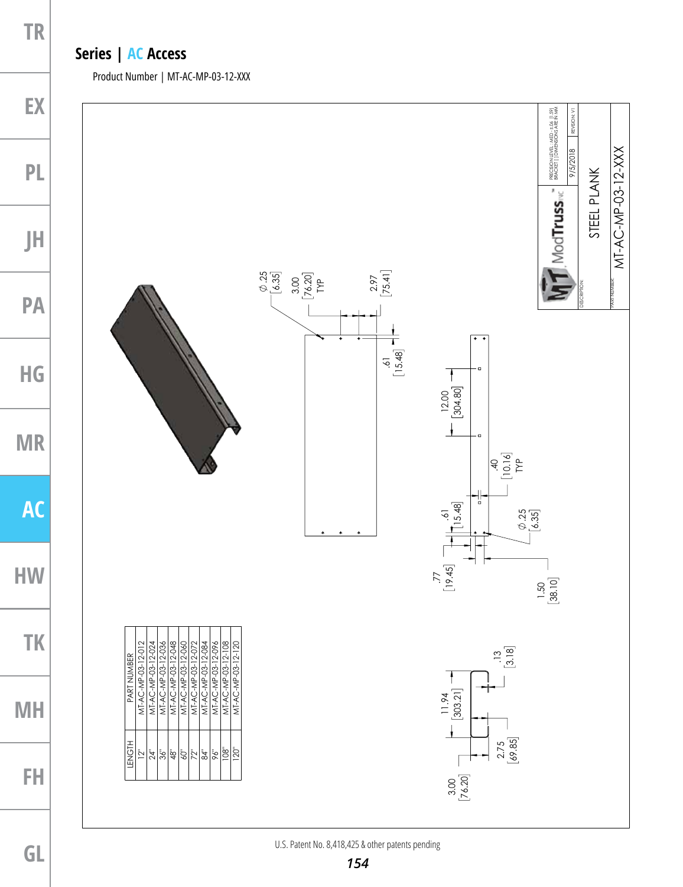## Series | AC Access

Product Number | MT-AC-MP-03-12-XXX

| LENGTH | PART NUMBER |
|---|---|
| 12" | MT-AC-MP-03-12-012 |
| 24" | MT-AC-MP-03-12-024 |
| 36" | MT-AC-MP-03-12-036 |
| 48" | MT-AC-MP-03-12-048 |
| 60" | MT-AC-MP-03-12-060 |
| 72" | MT-AC-MP-03-12-072 |
| 84" | MT-AC-MP-03-12-084 |
| 96" | MT-AC-MP-03-12-096 |
| 108" | MT-AC-MP-03-12-108 |
| 120" | MT-AC-MP-03-12-120 |

Ø.25 [6.35]
3.00 [76.20] TYP
2.97 [75.41]
.61 [15.48]
12.00 [304.80]
.40 [10.16] TYP
.61 [15.48]
Ø.25 [6.35]
.77 [19.45]
1.50 [38.10]
11.94 [303.21]
.13 [3.18]
2.75 [69.85]
3.00 [76.20]

ModTruss INC

PRECISION LEVEL: MED ±.06 [1.59] BRACKET | DIMENSIONS ARE IN MM

9/5/2018

REVISION: V1

DESCRIPTION: STEEL PLANK

PART NUMBER: MT-AC-MP-03-12-XXX

U.S. Patent No. 8,418,425 & other patents pending